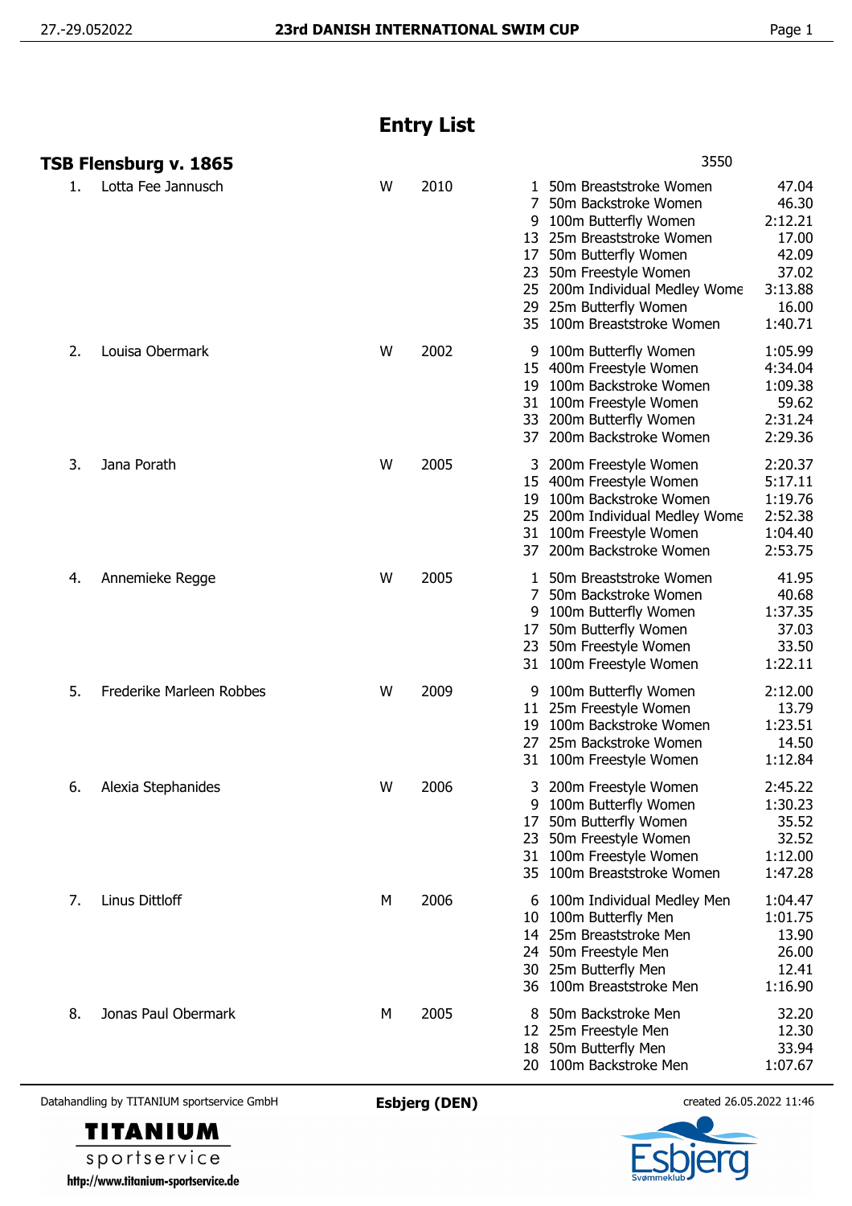# Entry List

## TSB Flensburg v. 1865

3550

| No. | Name | Sex | Year | Event | Discipline | Time |
|---|---|---|---|---|---|---|
| 1. | Lotta Fee Jannusch | W | 2010 | 1 | 50m Breaststroke Women | 47.04 |
| | | | | 7 | 50m Backstroke Women | 46.30 |
| | | | | 9 | 100m Butterfly Women | 2:12.21 |
| | | | | 13 | 25m Breaststroke Women | 17.00 |
| | | | | 17 | 50m Butterfly Women | 42.09 |
| | | | | 23 | 50m Freestyle Women | 37.02 |
| | | | | 25 | 200m Individual Medley Wome | 3:13.88 |
| | | | | 29 | 25m Butterfly Women | 16.00 |
| | | | | 35 | 100m Breaststroke Women | 1:40.71 |
| 2. | Louisa Obermark | W | 2002 | 9 | 100m Butterfly Women | 1:05.99 |
| | | | | 15 | 400m Freestyle Women | 4:34.04 |
| | | | | 19 | 100m Backstroke Women | 1:09.38 |
| | | | | 31 | 100m Freestyle Women | 59.62 |
| | | | | 33 | 200m Butterfly Women | 2:31.24 |
| | | | | 37 | 200m Backstroke Women | 2:29.36 |
| 3. | Jana Porath | W | 2005 | 3 | 200m Freestyle Women | 2:20.37 |
| | | | | 15 | 400m Freestyle Women | 5:17.11 |
| | | | | 19 | 100m Backstroke Women | 1:19.76 |
| | | | | 25 | 200m Individual Medley Wome | 2:52.38 |
| | | | | 31 | 100m Freestyle Women | 1:04.40 |
| | | | | 37 | 200m Backstroke Women | 2:53.75 |
| 4. | Annemieke Regge | W | 2005 | 1 | 50m Breaststroke Women | 41.95 |
| | | | | 7 | 50m Backstroke Women | 40.68 |
| | | | | 9 | 100m Butterfly Women | 1:37.35 |
| | | | | 17 | 50m Butterfly Women | 37.03 |
| | | | | 23 | 50m Freestyle Women | 33.50 |
| | | | | 31 | 100m Freestyle Women | 1:22.11 |
| 5. | Frederike Marleen Robbes | W | 2009 | 9 | 100m Butterfly Women | 2:12.00 |
| | | | | 11 | 25m Freestyle Women | 13.79 |
| | | | | 19 | 100m Backstroke Women | 1:23.51 |
| | | | | 27 | 25m Backstroke Women | 14.50 |
| | | | | 31 | 100m Freestyle Women | 1:12.84 |
| 6. | Alexia Stephanides | W | 2006 | 3 | 200m Freestyle Women | 2:45.22 |
| | | | | 9 | 100m Butterfly Women | 1:30.23 |
| | | | | 17 | 50m Butterfly Women | 35.52 |
| | | | | 23 | 50m Freestyle Women | 32.52 |
| | | | | 31 | 100m Freestyle Women | 1:12.00 |
| | | | | 35 | 100m Breaststroke Women | 1:47.28 |
| 7. | Linus Dittloff | M | 2006 | 6 | 100m Individual Medley Men | 1:04.47 |
| | | | | 10 | 100m Butterfly Men | 1:01.75 |
| | | | | 14 | 25m Breaststroke Men | 13.90 |
| | | | | 24 | 50m Freestyle Men | 26.00 |
| | | | | 30 | 25m Butterfly Men | 12.41 |
| | | | | 36 | 100m Breaststroke Men | 1:16.90 |
| 8. | Jonas Paul Obermark | M | 2005 | 8 | 50m Backstroke Men | 32.20 |
| | | | | 12 | 25m Freestyle Men | 12.30 |
| | | | | 18 | 50m Butterfly Men | 33.94 |
| | | | | 20 | 100m Backstroke Men | 1:07.67 |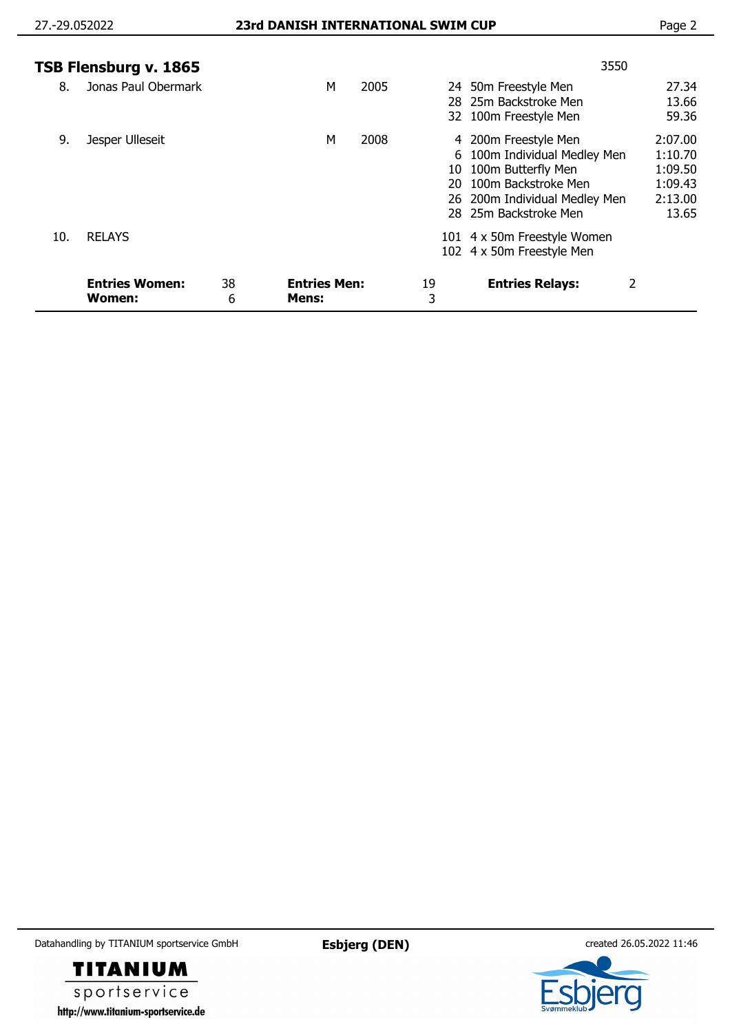## TSB Flensburg v. 1865

3550

| | | | | | | |
|---|---|---|---|---|---|---|
| 8. | Jonas Paul Obermark | M | 2005 | 24 | 50m Freestyle Men | 27.34 |
| | | | | 28 | 25m Backstroke Men | 13.66 |
| | | | | 32 | 100m Freestyle Men | 59.36 |
| 9. | Jesper Ulleseit | M | 2008 | 4 | 200m Freestyle Men | 2:07.00 |
| | | | | 6 | 100m Individual Medley Men | 1:10.70 |
| | | | | 10 | 100m Butterfly Men | 1:09.50 |
| | | | | 20 | 100m Backstroke Men | 1:09.43 |
| | | | | 26 | 200m Individual Medley Men | 2:13.00 |
| | | | | 28 | 25m Backstroke Men | 13.65 |
| 10. | RELAYS | | | 101 | 4 x 50m Freestyle Women | |
| | | | | 102 | 4 x 50m Freestyle Men | |

| | | | | | |
|---|---|---|---|---|---|
| **Entries Women:** | 38 | **Entries Men:** | 19 | **Entries Relays:** | 2 |
| **Women:** | 6 | **Mens:** | 3 | | |